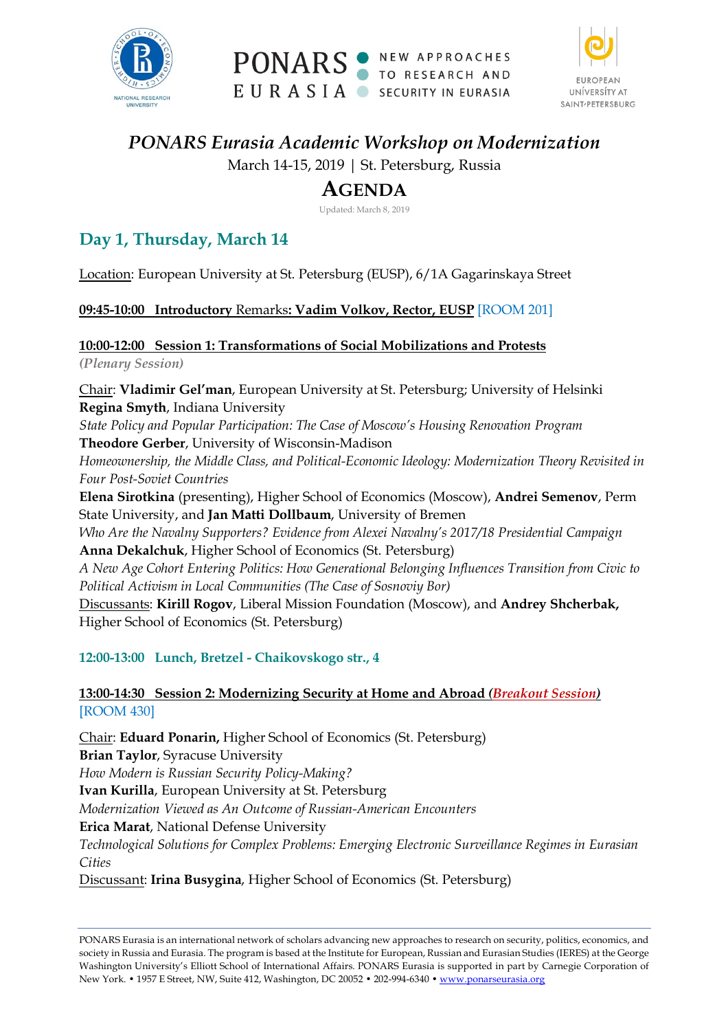PONARS EURASIA — NEW APPROACHES TO RESEARCH AND SECURITY IN EURASIA

# *PONARS Eurasia Academic Workshop on Modernization*

March 14-15, 2019 | St. Petersburg, Russia

## AGENDA

Updated: March 8, 2019

## Day 1, Thursday, March 14

Location: European University at St. Petersburg (EUSP), 6/1A Gagarinskaya Street

**09:45-10:00 Introductory Remarks: Vadim Volkov, Rector, EUSP** [ROOM 201]

**10:00-12:00 Session 1: Transformations of Social Mobilizations and Protests**
***(Plenary Session)***

Chair: **Vladimir Gel'man**, European University at St. Petersburg; University of Helsinki
**Regina Smyth**, Indiana University
*State Policy and Popular Participation: The Case of Moscow's Housing Renovation Program*
**Theodore Gerber**, University of Wisconsin-Madison
*Homeownership, the Middle Class, and Political-Economic Ideology: Modernization Theory Revisited in Four Post-Soviet Countries*
**Elena Sirotkina** (presenting), Higher School of Economics (Moscow), **Andrei Semenov**, Perm State University, and **Jan Matti Dollbaum**, University of Bremen
*Who Are the Navalny Supporters? Evidence from Alexei Navalny's 2017/18 Presidential Campaign*
**Anna Dekalchuk**, Higher School of Economics (St. Petersburg)
*A New Age Cohort Entering Politics: How Generational Belonging Influences Transition from Civic to Political Activism in Local Communities (The Case of Sosnoviy Bor)*
Discussants: **Kirill Rogov**, Liberal Mission Foundation (Moscow), and **Andrey Shcherbak,** Higher School of Economics (St. Petersburg)

**12:00-13:00 Lunch, Bretzel - Chaikovskogo str., 4**

**13:00-14:30 Session 2: Modernizing Security at Home and Abroad (*Breakout Session*)**
[ROOM 430]

Chair: **Eduard Ponarin,** Higher School of Economics (St. Petersburg)
**Brian Taylor**, Syracuse University
*How Modern is Russian Security Policy-Making?*
**Ivan Kurilla**, European University at St. Petersburg
*Modernization Viewed as An Outcome of Russian-American Encounters*
**Erica Marat**, National Defense University
*Technological Solutions for Complex Problems: Emerging Electronic Surveillance Regimes in Eurasian Cities*
Discussant: **Irina Busygina**, Higher School of Economics (St. Petersburg)

PONARS Eurasia is an international network of scholars advancing new approaches to research on security, politics, economics, and society in Russia and Eurasia. The program is based at the Institute for European, Russian and Eurasian Studies (IERES) at the George Washington University's Elliott School of International Affairs. PONARS Eurasia is supported in part by Carnegie Corporation of New York. • 1957 E Street, NW, Suite 412, Washington, DC 20052 • 202-994-6340 • www.ponarseurasia.org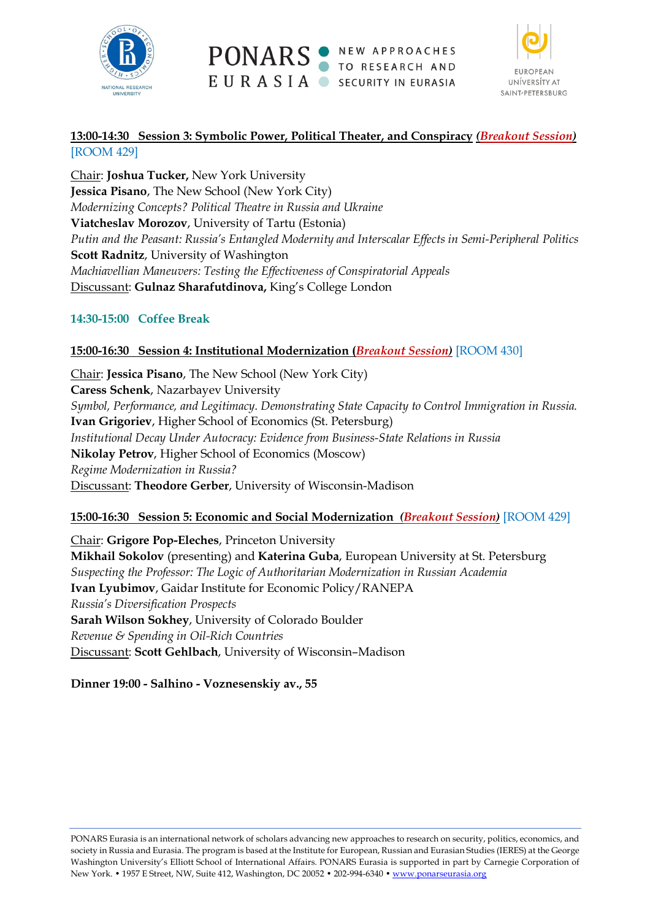**13:00-14:30 Session 3: Symbolic Power, Political Theater, and Conspiracy (*Breakout Session*)** [ROOM 429]

Chair: **Joshua Tucker,** New York University
**Jessica Pisano**, The New School (New York City)
*Modernizing Concepts? Political Theatre in Russia and Ukraine*
**Viatcheslav Morozov**, University of Tartu (Estonia)
*Putin and the Peasant: Russia's Entangled Modernity and Interscalar Effects in Semi-Peripheral Politics*
**Scott Radnitz**, University of Washington
*Machiavellian Maneuvers: Testing the Effectiveness of Conspiratorial Appeals*
Discussant: **Gulnaz Sharafutdinova,** King's College London

**14:30-15:00 Coffee Break**

**15:00-16:30 Session 4: Institutional Modernization (*Breakout Session*)** [ROOM 430]

Chair: **Jessica Pisano**, The New School (New York City)
**Caress Schenk**, Nazarbayev University
*Symbol, Performance, and Legitimacy. Demonstrating State Capacity to Control Immigration in Russia.*
**Ivan Grigoriev**, Higher School of Economics (St. Petersburg)
*Institutional Decay Under Autocracy: Evidence from Business-State Relations in Russia*
**Nikolay Petrov**, Higher School of Economics (Moscow)
*Regime Modernization in Russia?*
Discussant: **Theodore Gerber**, University of Wisconsin-Madison

**15:00-16:30 Session 5: Economic and Social Modernization (*Breakout Session*)** [ROOM 429]

Chair: **Grigore Pop-Eleches**, Princeton University
**Mikhail Sokolov** (presenting) and **Katerina Guba**, European University at St. Petersburg
*Suspecting the Professor: The Logic of Authoritarian Modernization in Russian Academia*
**Ivan Lyubimov**, Gaidar Institute for Economic Policy/RANEPA
*Russia's Diversification Prospects*
**Sarah Wilson Sokhey**, University of Colorado Boulder
*Revenue & Spending in Oil-Rich Countries*
Discussant: **Scott Gehlbach**, University of Wisconsin–Madison

**Dinner 19:00 - Salhino - Voznesenskiy av., 55**

PONARS Eurasia is an international network of scholars advancing new approaches to research on security, politics, economics, and society in Russia and Eurasia. The program is based at the Institute for European, Russian and Eurasian Studies (IERES) at the George Washington University's Elliott School of International Affairs. PONARS Eurasia is supported in part by Carnegie Corporation of New York. • 1957 E Street, NW, Suite 412, Washington, DC 20052 • 202-994-6340 • www.ponarseurasia.org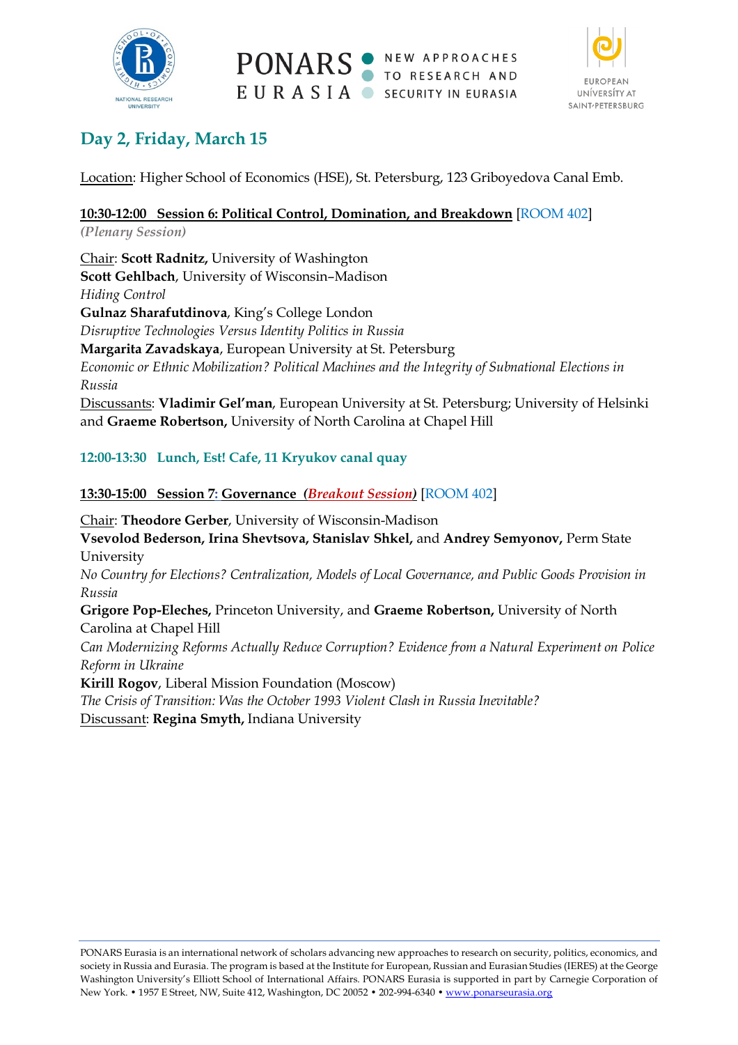## Day 2, Friday, March 15

Location: Higher School of Economics (HSE), St. Petersburg, 123 Griboyedova Canal Emb.

**10:30-12:00 Session 6: Political Control, Domination, and Breakdown** [ROOM 402]
***(Plenary Session)***

Chair: **Scott Radnitz,** University of Washington
**Scott Gehlbach**, University of Wisconsin–Madison
*Hiding Control*
**Gulnaz Sharafutdinova**, King's College London
*Disruptive Technologies Versus Identity Politics in Russia*
**Margarita Zavadskaya**, European University at St. Petersburg
*Economic or Ethnic Mobilization? Political Machines and the Integrity of Subnational Elections in Russia*
Discussants: **Vladimir Gel'man**, European University at St. Petersburg; University of Helsinki and **Graeme Robertson,** University of North Carolina at Chapel Hill

**12:00-13:30 Lunch, Est! Cafe, 11 Kryukov canal quay**

**13:30-15:00 Session 7: Governance *(Breakout Session)*** [ROOM 402]

Chair: **Theodore Gerber**, University of Wisconsin-Madison
**Vsevolod Bederson, Irina Shevtsova, Stanislav Shkel,** and **Andrey Semyonov,** Perm State University
*No Country for Elections? Centralization, Models of Local Governance, and Public Goods Provision in Russia*
**Grigore Pop-Eleches,** Princeton University, and **Graeme Robertson,** University of North Carolina at Chapel Hill
*Can Modernizing Reforms Actually Reduce Corruption? Evidence from a Natural Experiment on Police Reform in Ukraine*
**Kirill Rogov**, Liberal Mission Foundation (Moscow)
*The Crisis of Transition: Was the October 1993 Violent Clash in Russia Inevitable?*
Discussant: **Regina Smyth,** Indiana University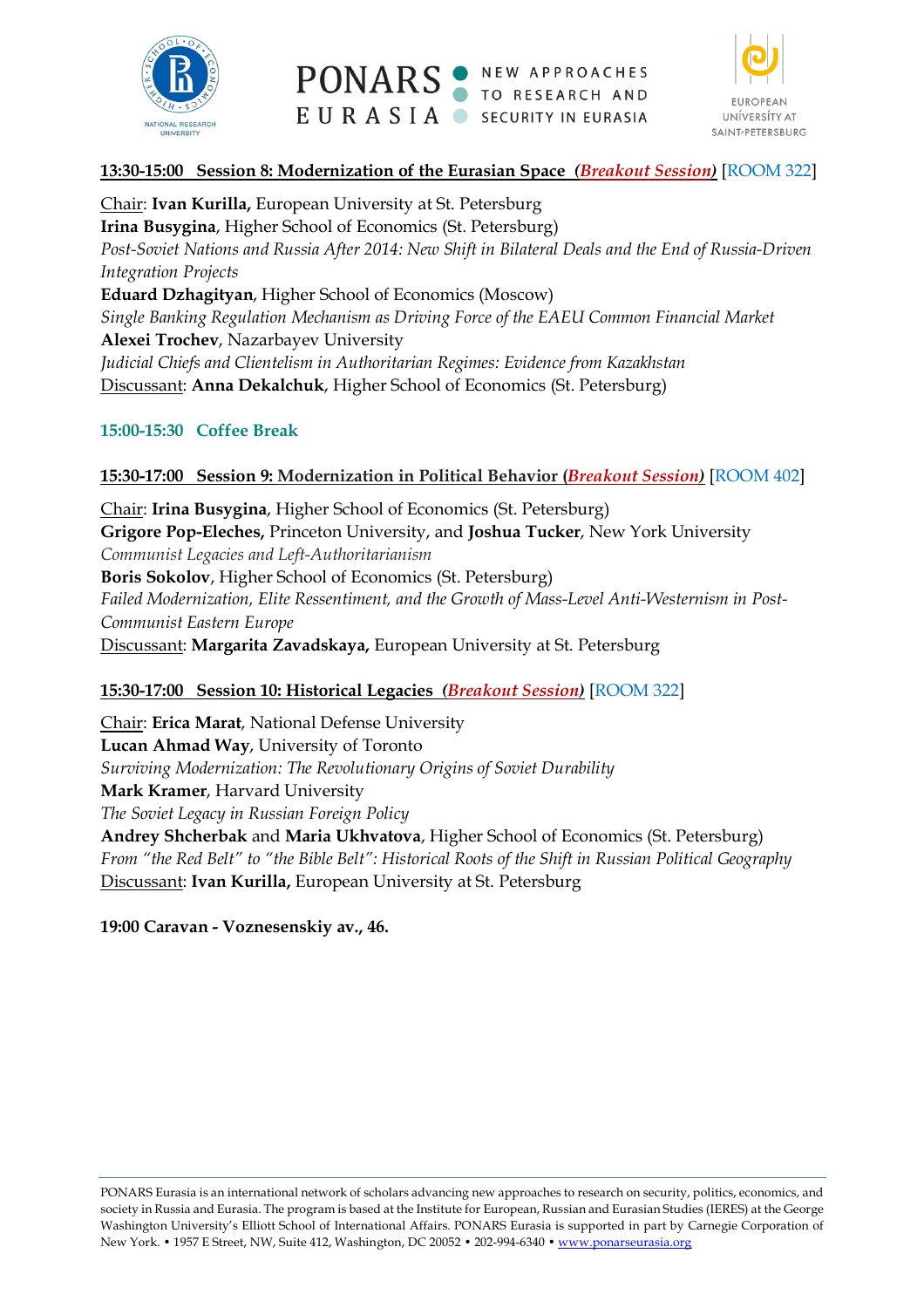**13:30-15:00 Session 8: Modernization of the Eurasian Space (*Breakout Session*)** [ROOM 322]

Chair: **Ivan Kurilla,** European University at St. Petersburg
**Irina Busygina**, Higher School of Economics (St. Petersburg)
*Post-Soviet Nations and Russia After 2014: New Shift in Bilateral Deals and the End of Russia-Driven Integration Projects*
**Eduard Dzhagityan**, Higher School of Economics (Moscow)
*Single Banking Regulation Mechanism as Driving Force of the EAEU Common Financial Market*
**Alexei Trochev**, Nazarbayev University
*Judicial Chiefs and Clientelism in Authoritarian Regimes: Evidence from Kazakhstan*
Discussant: **Anna Dekalchuk**, Higher School of Economics (St. Petersburg)

**15:00-15:30 Coffee Break**

**15:30-17:00 Session 9: Modernization in Political Behavior (*Breakout Session*)** [ROOM 402]

Chair: **Irina Busygina**, Higher School of Economics (St. Petersburg)
**Grigore Pop-Eleches,** Princeton University, and **Joshua Tucker**, New York University
*Communist Legacies and Left-Authoritarianism*
**Boris Sokolov**, Higher School of Economics (St. Petersburg)
*Failed Modernization, Elite Ressentiment, and the Growth of Mass-Level Anti-Westernism in Post-Communist Eastern Europe*
Discussant: **Margarita Zavadskaya,** European University at St. Petersburg

**15:30-17:00 Session 10: Historical Legacies (*Breakout Session*)** [ROOM 322]

Chair: **Erica Marat**, National Defense University
**Lucan Ahmad Way**, University of Toronto
*Surviving Modernization: The Revolutionary Origins of Soviet Durability*
**Mark Kramer**, Harvard University
*The Soviet Legacy in Russian Foreign Policy*
**Andrey Shcherbak** and **Maria Ukhvatova**, Higher School of Economics (St. Petersburg)
*From "the Red Belt" to "the Bible Belt": Historical Roots of the Shift in Russian Political Geography*
Discussant: **Ivan Kurilla,** European University at St. Petersburg

**19:00 Caravan - Voznesenskiy av., 46.**

PONARS Eurasia is an international network of scholars advancing new approaches to research on security, politics, economics, and society in Russia and Eurasia. The program is based at the Institute for European, Russian and Eurasian Studies (IERES) at the George Washington University's Elliott School of International Affairs. PONARS Eurasia is supported in part by Carnegie Corporation of New York. • 1957 E Street, NW, Suite 412, Washington, DC 20052 • 202-994-6340 • www.ponarseurasia.org